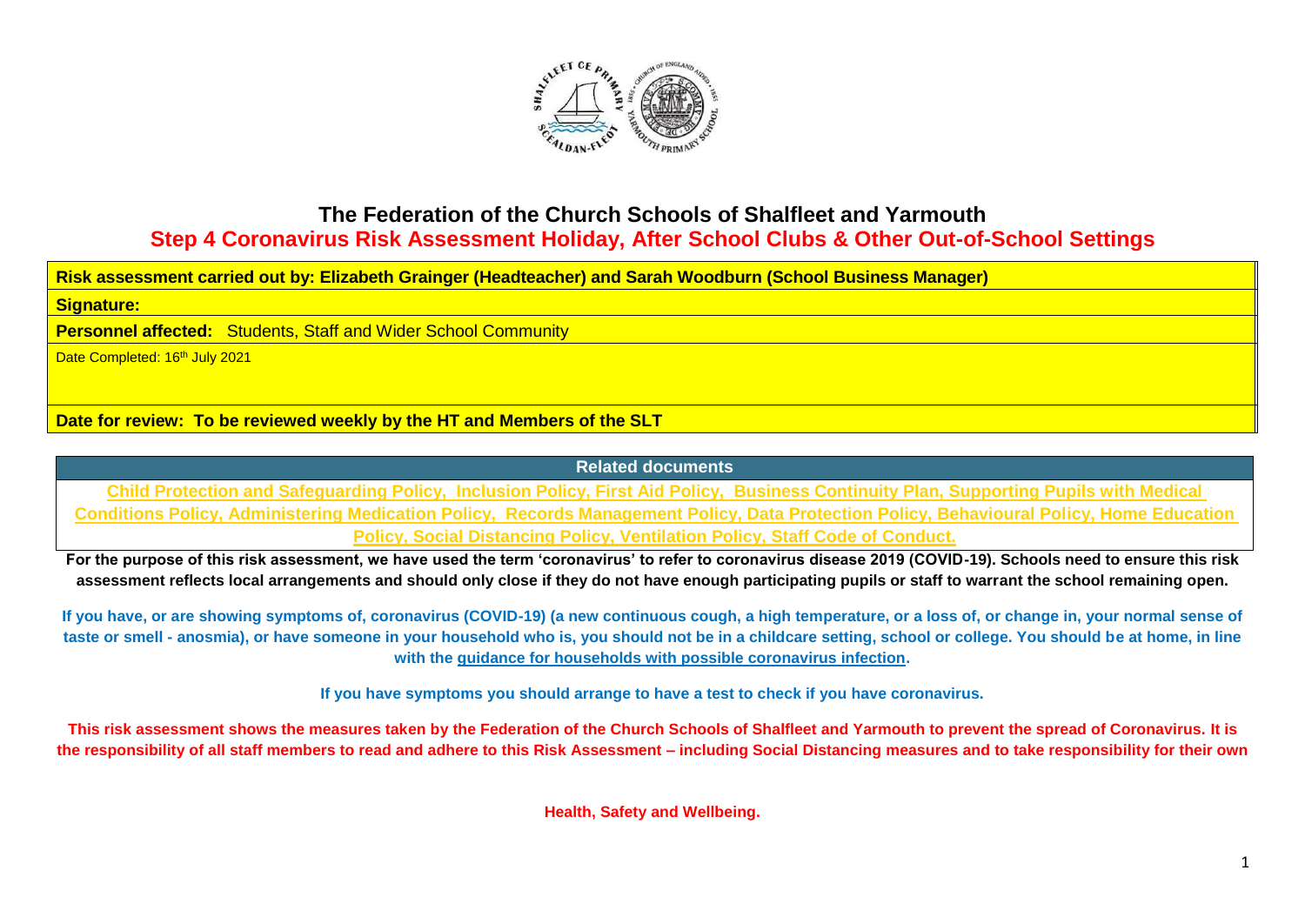# The Federation of the Church Schools of Shalfleet and Yarmouth

## Step 4 Coronavirus Risk Assessment Holiday, After School Clubs & Other Out-of-School Settings

| **Risk assessment carried out by: Elizabeth Grainger (Headteacher) and Sarah Woodburn (School Business Manager)** |
|---|
| **Signature:** |
| **Personnel affected:** Students, Staff and Wider School Community |
| Date Completed: 16th July 2021 |
| **Date for review: To be reviewed weekly by the HT and Members of the SLT** |

| **Related documents** |
|---|
| Child Protection and Safeguarding Policy, Inclusion Policy, First Aid Policy, Business Continuity Plan, Supporting Pupils with Medical Conditions Policy, Administering Medication Policy, Records Management Policy, Data Protection Policy, Behavioural Policy, Home Education Policy, Social Distancing Policy, Ventilation Policy, Staff Code of Conduct. |

**For the purpose of this risk assessment, we have used the term 'coronavirus' to refer to coronavirus disease 2019 (COVID-19). Schools need to ensure this risk assessment reflects local arrangements and should only close if they do not have enough participating pupils or staff to warrant the school remaining open.**

**If you have, or are showing symptoms of, coronavirus (COVID-19) (a new continuous cough, a high temperature, or a loss of, or change in, your normal sense of taste or smell - anosmia), or have someone in your household who is, you should not be in a childcare setting, school or college. You should be at home, in line with the guidance for households with possible coronavirus infection.**

**If you have symptoms you should arrange to have a test to check if you have coronavirus.**

**This risk assessment shows the measures taken by the Federation of the Church Schools of Shalfleet and Yarmouth to prevent the spread of Coronavirus. It is the responsibility of all staff members to read and adhere to this Risk Assessment – including Social Distancing measures and to take responsibility for their own Health, Safety and Wellbeing.**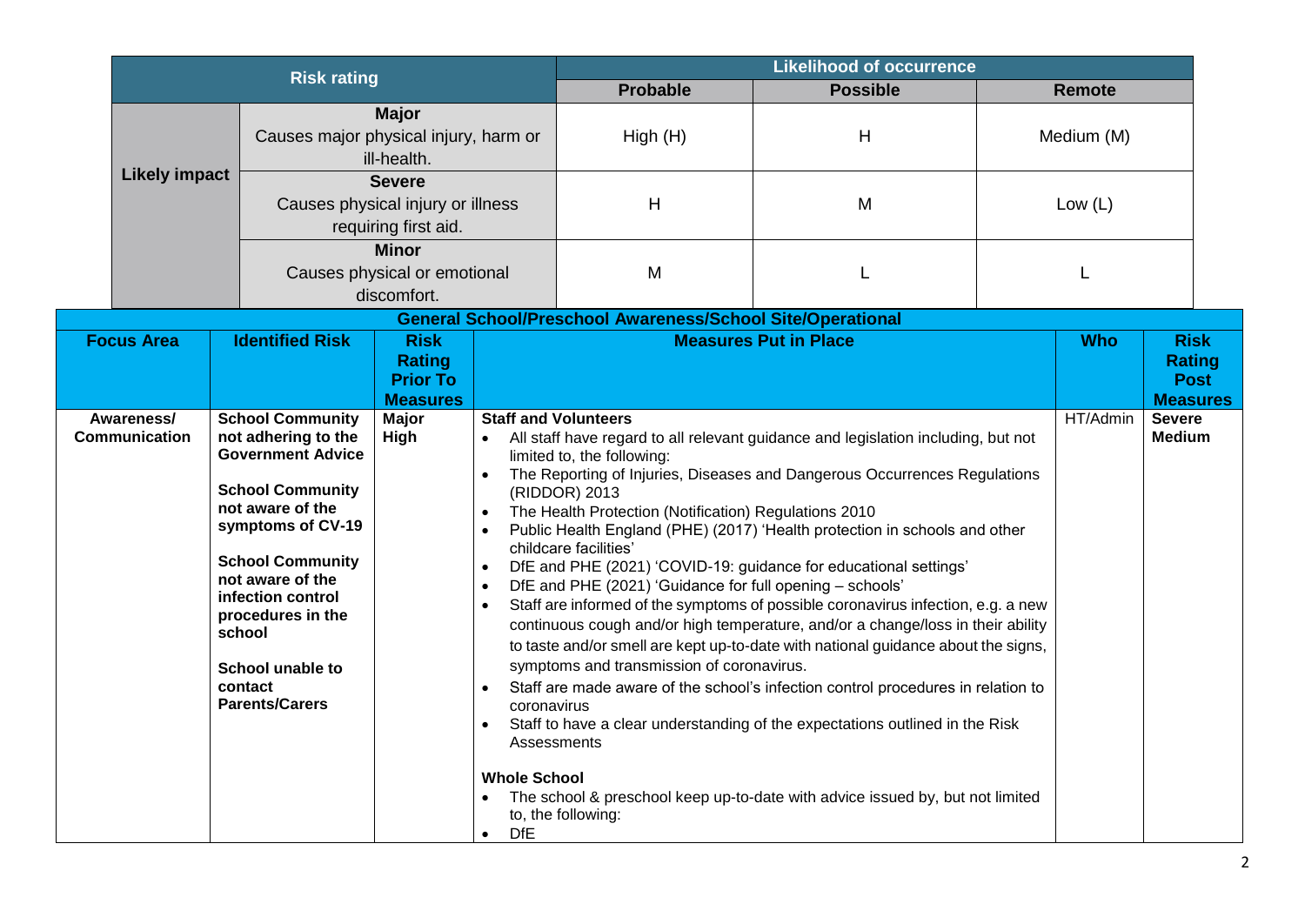| Risk rating | | Likelihood of occurrence | | |
|---|---|---|---|---|
| | | **Probable** | **Possible** | **Remote** |
| **Likely impact** | **Major**<br>Causes major physical injury, harm or ill-health. | High (H) | H | Medium (M) |
| | **Severe**<br>Causes physical injury or illness requiring first aid. | H | M | Low (L) |
| | **Minor**<br>Causes physical or emotional discomfort. | M | L | L |

**General School/Preschool Awareness/School Site/Operational**

| Focus Area | Identified Risk | Risk Rating Prior To Measures | Measures Put in Place | Who | Risk Rating Post Measures |
|---|---|---|---|---|---|
| **Awareness/ Communication** | **School Community not adhering to the Government Advice**<br><br>**School Community not aware of the symptoms of CV-19**<br><br>**School Community not aware of the infection control procedures in the school**<br><br>**School unable to contact Parents/Carers** | **Major High** | **Staff and Volunteers**<br>• All staff have regard to all relevant guidance and legislation including, but not limited to, the following:<br>• The Reporting of Injuries, Diseases and Dangerous Occurrences Regulations (RIDDOR) 2013<br>• The Health Protection (Notification) Regulations 2010<br>• Public Health England (PHE) (2017) 'Health protection in schools and other childcare facilities'<br>• DfE and PHE (2021) 'COVID-19: guidance for educational settings'<br>• DfE and PHE (2021) 'Guidance for full opening – schools'<br>• Staff are informed of the symptoms of possible coronavirus infection, e.g. a new continuous cough and/or high temperature, and/or a change/loss in their ability to taste and/or smell are kept up-to-date with national guidance about the signs, symptoms and transmission of coronavirus.<br>• Staff are made aware of the school's infection control procedures in relation to coronavirus<br>• Staff to have a clear understanding of the expectations outlined in the Risk Assessments<br><br>**Whole School**<br>• The school & preschool keep up-to-date with advice issued by, but not limited to, the following:<br>• DfE | HT/Admin | **Severe Medium** |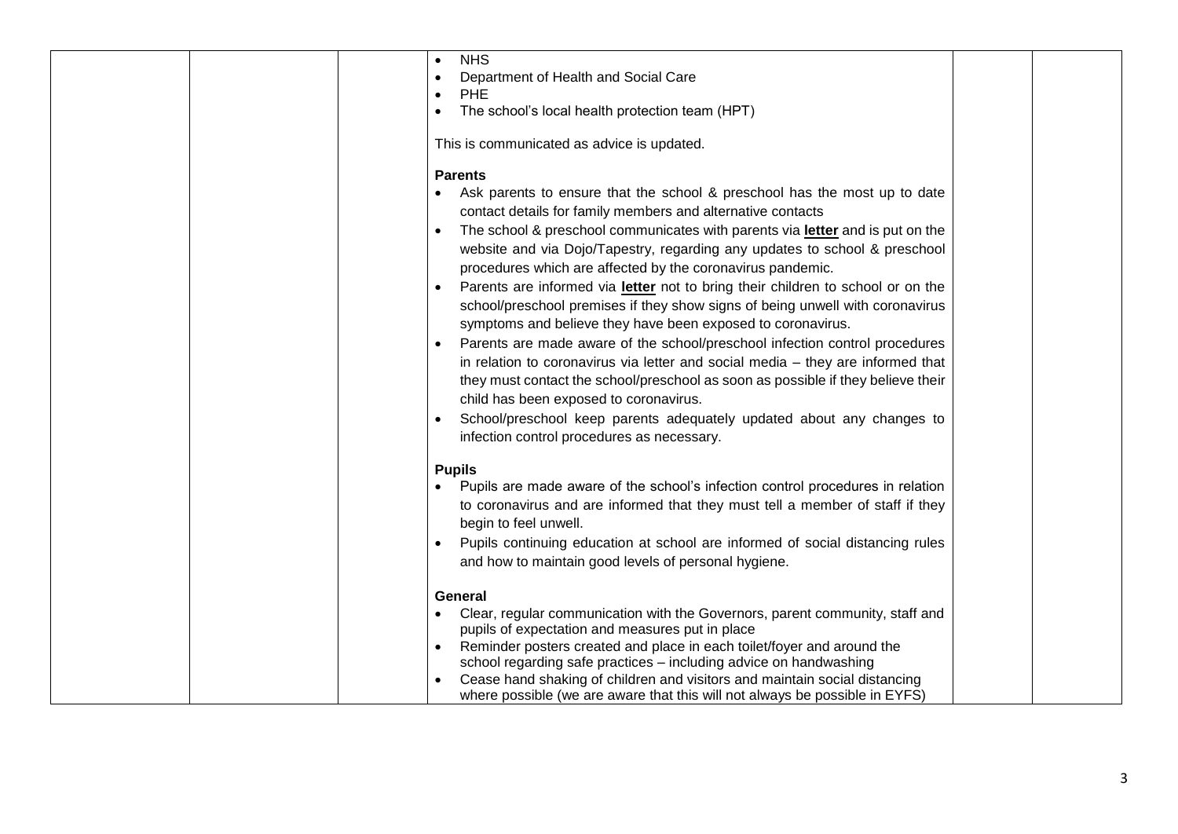| | | | | | |
|---|---|---|---|---|---|
| | | | • NHS<br>• Department of Health and Social Care<br>• PHE<br>• The school's local health protection team (HPT)<br><br>This is communicated as advice is updated.<br><br>**Parents**<br>• Ask parents to ensure that the school & preschool has the most up to date contact details for family members and alternative contacts<br>• The school & preschool communicates with parents via **letter** and is put on the website and via Dojo/Tapestry, regarding any updates to school & preschool procedures which are affected by the coronavirus pandemic.<br>• Parents are informed via **letter** not to bring their children to school or on the school/preschool premises if they show signs of being unwell with coronavirus symptoms and believe they have been exposed to coronavirus.<br>• Parents are made aware of the school/preschool infection control procedures in relation to coronavirus via letter and social media – they are informed that they must contact the school/preschool as soon as possible if they believe their child has been exposed to coronavirus.<br>• School/preschool keep parents adequately updated about any changes to infection control procedures as necessary.<br><br>**Pupils**<br>• Pupils are made aware of the school's infection control procedures in relation to coronavirus and are informed that they must tell a member of staff if they begin to feel unwell.<br>• Pupils continuing education at school are informed of social distancing rules and how to maintain good levels of personal hygiene.<br><br>**General**<br>• Clear, regular communication with the Governors, parent community, staff and pupils of expectation and measures put in place<br>• Reminder posters created and place in each toilet/foyer and around the school regarding safe practices – including advice on handwashing<br>• Cease hand shaking of children and visitors and maintain social distancing where possible (we are aware that this will not always be possible in EYFS) | | |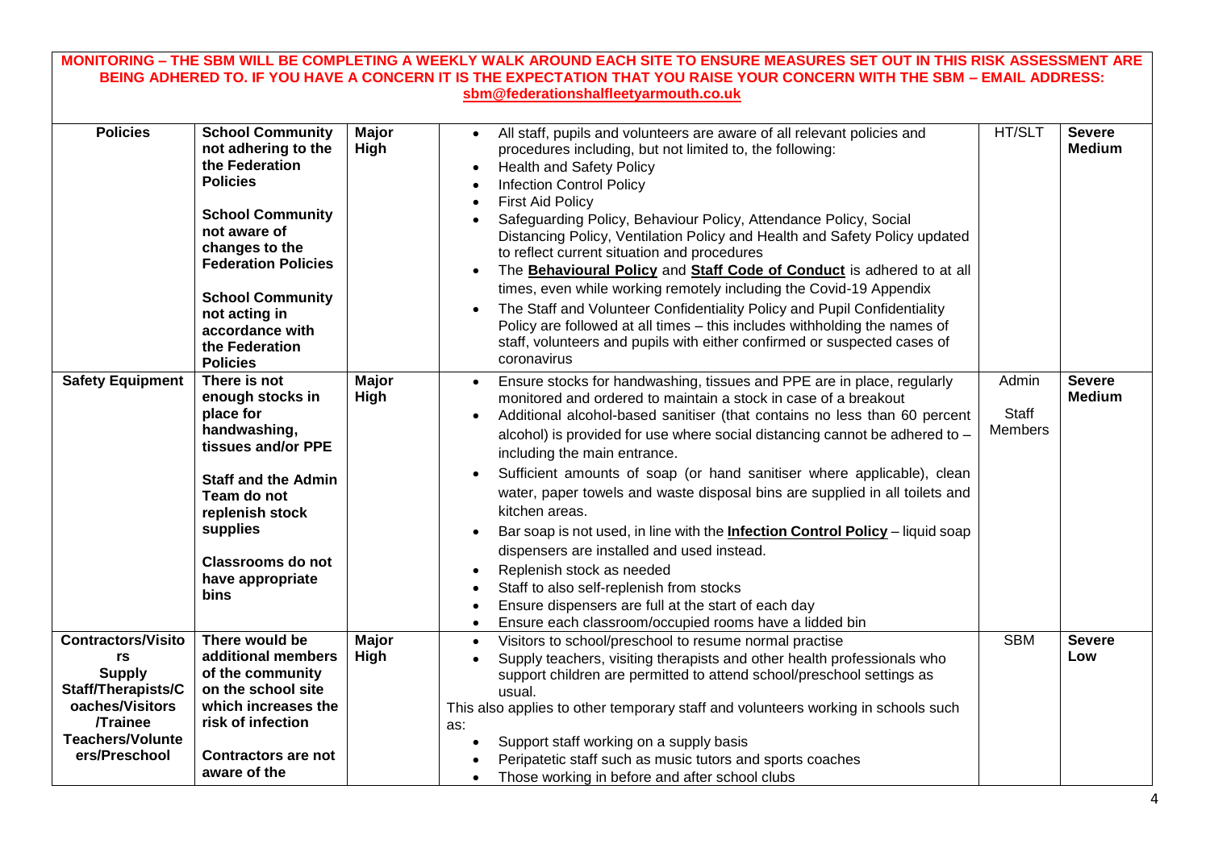**MONITORING – THE SBM WILL BE COMPLETING A WEEKLY WALK AROUND EACH SITE TO ENSURE MEASURES SET OUT IN THIS RISK ASSESSMENT ARE BEING ADHERED TO. IF YOU HAVE A CONCERN IT IS THE EXPECTATION THAT YOU RAISE YOUR CONCERN WITH THE SBM – EMAIL ADDRESS: sbm@federationshalfleetyarmouth.co.uk**

| | | | | | |
|---|---|---|---|---|---|
| **Policies** | **School Community not adhering to the the Federation Policies**<br><br>**School Community not aware of changes to the Federation Policies**<br><br>**School Community not acting in accordance with the Federation Policies** | **Major High** | • All staff, pupils and volunteers are aware of all relevant policies and procedures including, but not limited to, the following:<br>• Health and Safety Policy<br>• Infection Control Policy<br>• First Aid Policy<br>• Safeguarding Policy, Behaviour Policy, Attendance Policy, Social Distancing Policy, Ventilation Policy and Health and Safety Policy updated to reflect current situation and procedures<br>• The **Behavioural Policy** and **Staff Code of Conduct** is adhered to at all times, even while working remotely including the Covid-19 Appendix<br>• The Staff and Volunteer Confidentiality Policy and Pupil Confidentiality Policy are followed at all times – this includes withholding the names of staff, volunteers and pupils with either confirmed or suspected cases of coronavirus | HT/SLT | **Severe Medium** |
| **Safety Equipment** | **There is not enough stocks in place for handwashing, tissues and/or PPE**<br><br>**Staff and the Admin Team do not replenish stock supplies**<br><br>**Classrooms do not have appropriate bins** | **Major High** | • Ensure stocks for handwashing, tissues and PPE are in place, regularly monitored and ordered to maintain a stock in case of a breakout<br>• Additional alcohol-based sanitiser (that contains no less than 60 percent alcohol) is provided for use where social distancing cannot be adhered to – including the main entrance.<br>• Sufficient amounts of soap (or hand sanitiser where applicable), clean water, paper towels and waste disposal bins are supplied in all toilets and kitchen areas.<br>• Bar soap is not used, in line with the **Infection Control Policy** – liquid soap dispensers are installed and used instead.<br>• Replenish stock as needed<br>• Staff to also self-replenish from stocks<br>• Ensure dispensers are full at the start of each day<br>• Ensure each classroom/occupied rooms have a lidded bin | Admin<br><br>Staff Members | **Severe Medium** |
| **Contractors/Visitors Supply Staff/Therapists/Coaches/Visitors /Trainee Teachers/Volunteers/Preschool** | **There would be additional members of the community on the school site which increases the risk of infection**<br><br>**Contractors are not aware of the** | **Major High** | • Visitors to school/preschool to resume normal practise<br>• Supply teachers, visiting therapists and other health professionals who support children are permitted to attend school/preschool settings as usual.<br>This also applies to other temporary staff and volunteers working in schools such as:<br>• Support staff working on a supply basis<br>• Peripatetic staff such as music tutors and sports coaches<br>• Those working in before and after school clubs | SBM | **Severe Low** |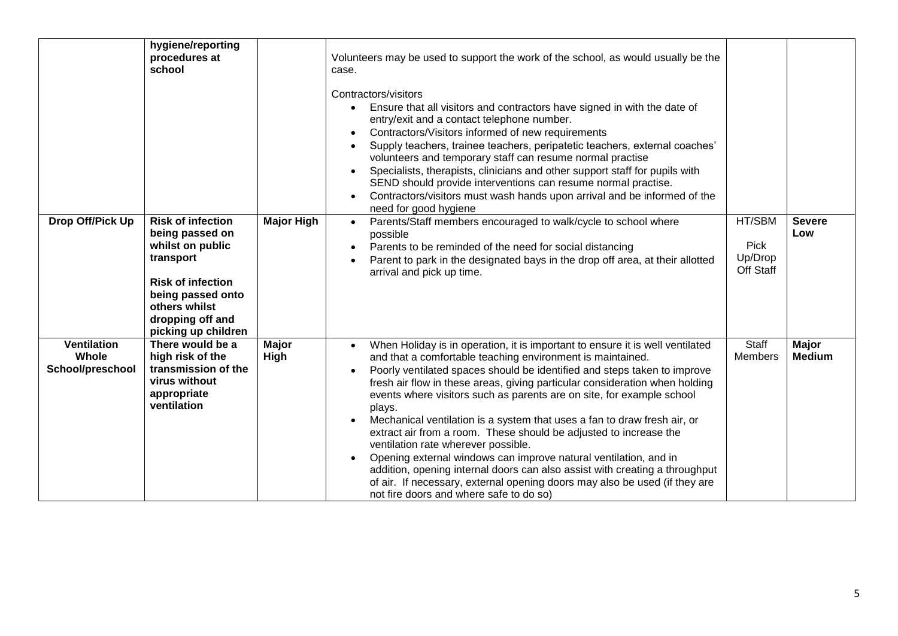| | | | | | |
|---|---|---|---|---|---|
| | **hygiene/reporting procedures at school** | | Volunteers may be used to support the work of the school, as would usually be the case.<br><br>Contractors/visitors<br>• Ensure that all visitors and contractors have signed in with the date of entry/exit and a contact telephone number.<br>• Contractors/Visitors informed of new requirements<br>• Supply teachers, trainee teachers, peripatetic teachers, external coaches' volunteers and temporary staff can resume normal practise<br>• Specialists, therapists, clinicians and other support staff for pupils with SEND should provide interventions can resume normal practise.<br>• Contractors/visitors must wash hands upon arrival and be informed of the need for good hygiene | | |
| **Drop Off/Pick Up** | **Risk of infection being passed on whilst on public transport**<br><br>**Risk of infection being passed onto others whilst dropping off and picking up children** | **Major High** | • Parents/Staff members encouraged to walk/cycle to school where possible<br>• Parents to be reminded of the need for social distancing<br>• Parent to park in the designated bays in the drop off area, at their allotted arrival and pick up time. | HT/SBM<br><br>Pick Up/Drop Off Staff | **Severe Low** |
| **Ventilation Whole School/preschool** | **There would be a high risk of the transmission of the virus without appropriate ventilation** | **Major High** | • When Holiday is in operation, it is important to ensure it is well ventilated and that a comfortable teaching environment is maintained.<br>• Poorly ventilated spaces should be identified and steps taken to improve fresh air flow in these areas, giving particular consideration when holding events where visitors such as parents are on site, for example school plays.<br>• Mechanical ventilation is a system that uses a fan to draw fresh air, or extract air from a room. These should be adjusted to increase the ventilation rate wherever possible.<br>• Opening external windows can improve natural ventilation, and in addition, opening internal doors can also assist with creating a throughput of air. If necessary, external opening doors may also be used (if they are not fire doors and where safe to do so) | Staff Members | **Major Medium** |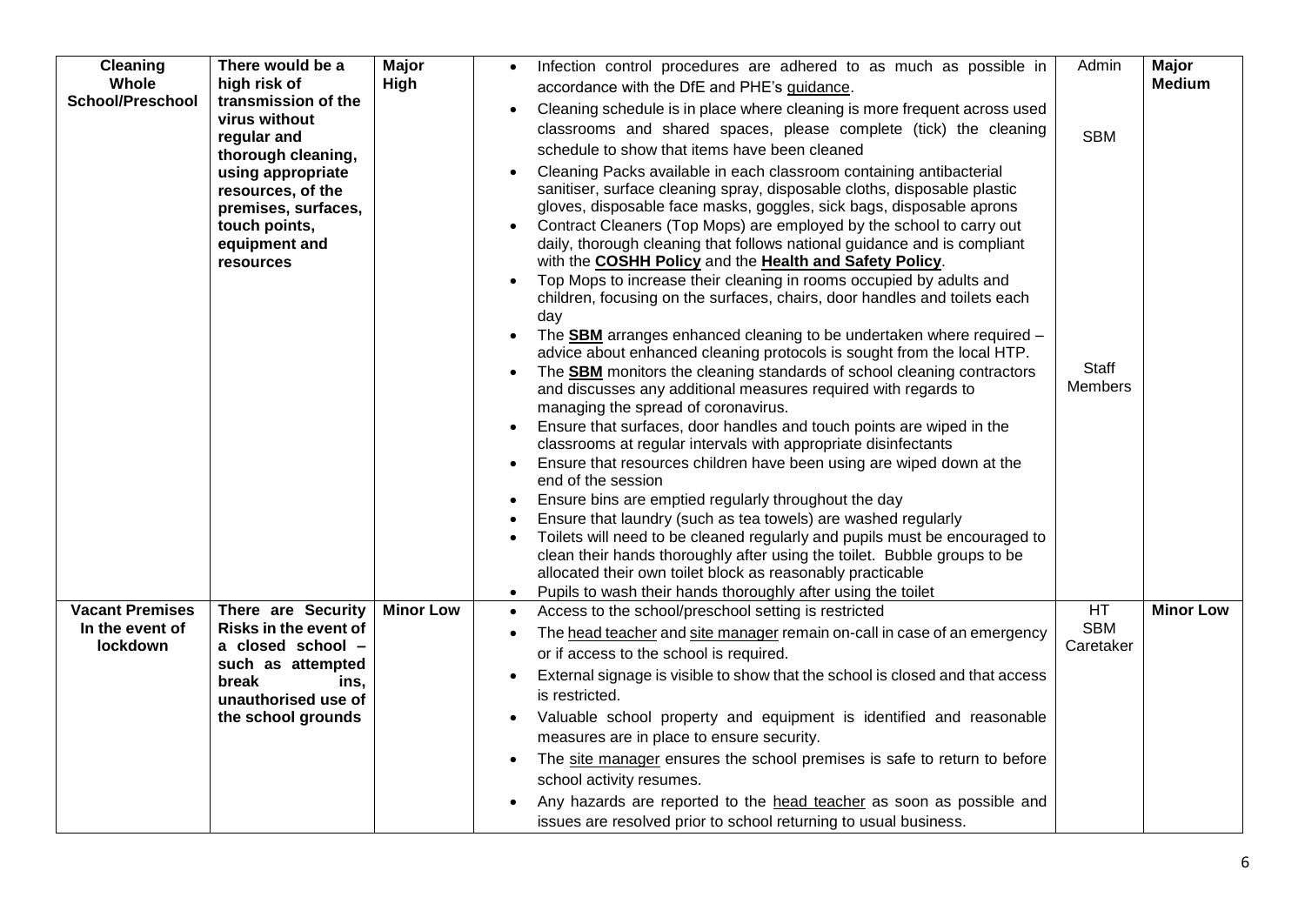| | | | | | |
|---|---|---|---|---|---|
| **Cleaning Whole School/Preschool** | **There would be a high risk of transmission of the virus without regular and thorough cleaning, using appropriate resources, of the premises, surfaces, touch points, equipment and resources** | **Major High** | • Infection control procedures are adhered to as much as possible in accordance with the DfE and PHE's guidance.<br>• Cleaning schedule is in place where cleaning is more frequent across used classrooms and shared spaces, please complete (tick) the cleaning schedule to show that items have been cleaned<br>• Cleaning Packs available in each classroom containing antibacterial sanitiser, surface cleaning spray, disposable cloths, disposable plastic gloves, disposable face masks, goggles, sick bags, disposable aprons<br>• Contract Cleaners (Top Mops) are employed by the school to carry out daily, thorough cleaning that follows national guidance and is compliant with the **COSHH Policy** and the **Health and Safety Policy**.<br>• Top Mops to increase their cleaning in rooms occupied by adults and children, focusing on the surfaces, chairs, door handles and toilets each day<br>• The **SBM** arranges enhanced cleaning to be undertaken where required – advice about enhanced cleaning protocols is sought from the local HTP.<br>• The **SBM** monitors the cleaning standards of school cleaning contractors and discusses any additional measures required with regards to managing the spread of coronavirus.<br>• Ensure that surfaces, door handles and touch points are wiped in the classrooms at regular intervals with appropriate disinfectants<br>• Ensure that resources children have been using are wiped down at the end of the session<br>• Ensure bins are emptied regularly throughout the day<br>• Ensure that laundry (such as tea towels) are washed regularly<br>• Toilets will need to be cleaned regularly and pupils must be encouraged to clean their hands thoroughly after using the toilet. Bubble groups to be allocated their own toilet block as reasonably practicable<br>• Pupils to wash their hands thoroughly after using the toilet | Admin<br><br>SBM<br><br>Staff Members | **Major Medium** |
| **Vacant Premises In the event of lockdown** | **There are Security Risks in the event of a closed school – such as attempted break ins, unauthorised use of the school grounds** | **Minor Low** | • Access to the school/preschool setting is restricted<br>• The head teacher and site manager remain on-call in case of an emergency or if access to the school is required.<br>• External signage is visible to show that the school is closed and that access is restricted.<br>• Valuable school property and equipment is identified and reasonable measures are in place to ensure security.<br>• The site manager ensures the school premises is safe to return to before school activity resumes.<br>• Any hazards are reported to the head teacher as soon as possible and issues are resolved prior to school returning to usual business. | HT<br>SBM<br>Caretaker | **Minor Low** |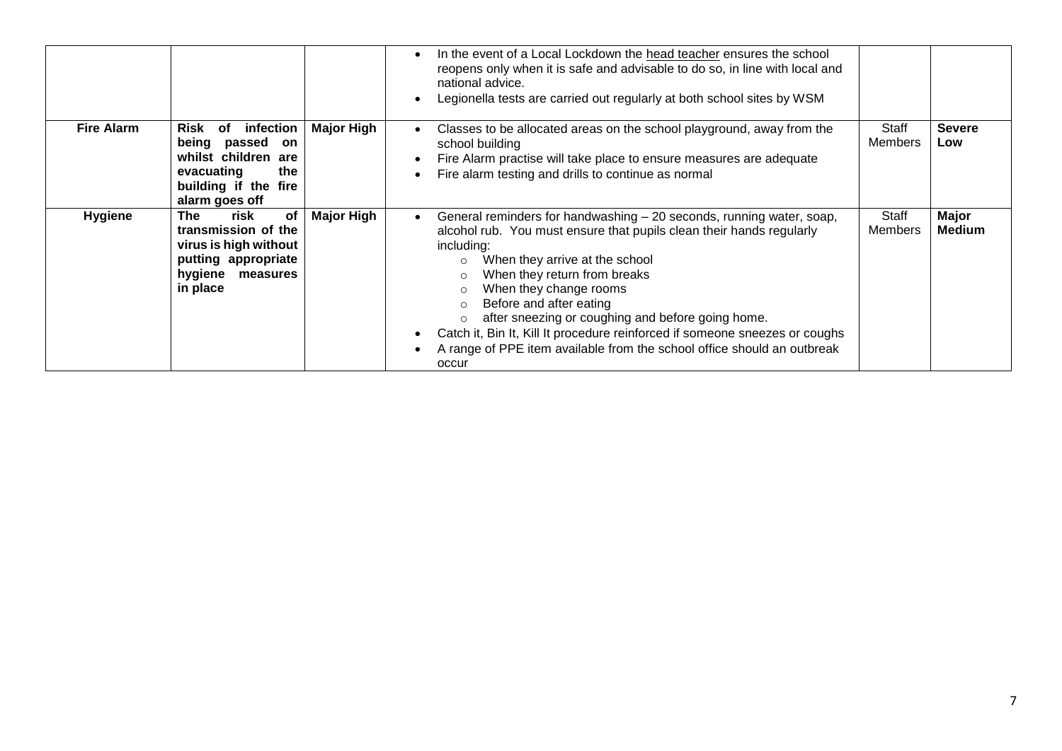| | | | | | |
|---|---|---|---|---|---|
| | | | • In the event of a Local Lockdown the <u>head teacher</u> ensures the school reopens only when it is safe and advisable to do so, in line with local and national advice.<br>• Legionella tests are carried out regularly at both school sites by WSM | | |
| **Fire Alarm** | **Risk of infection being passed on whilst children are evacuating the building if the fire alarm goes off** | **Major High** | • Classes to be allocated areas on the school playground, away from the school building<br>• Fire Alarm practise will take place to ensure measures are adequate<br>• Fire alarm testing and drills to continue as normal | Staff Members | **Severe Low** |
| **Hygiene** | **The risk of transmission of the virus is high without putting appropriate hygiene measures in place** | **Major High** | • General reminders for handwashing – 20 seconds, running water, soap, alcohol rub. You must ensure that pupils clean their hands regularly including:<br>  ○ When they arrive at the school<br>  ○ When they return from breaks<br>  ○ When they change rooms<br>  ○ Before and after eating<br>  ○ after sneezing or coughing and before going home.<br>• Catch it, Bin It, Kill It procedure reinforced if someone sneezes or coughs<br>• A range of PPE item available from the school office should an outbreak occur | Staff Members | **Major Medium** |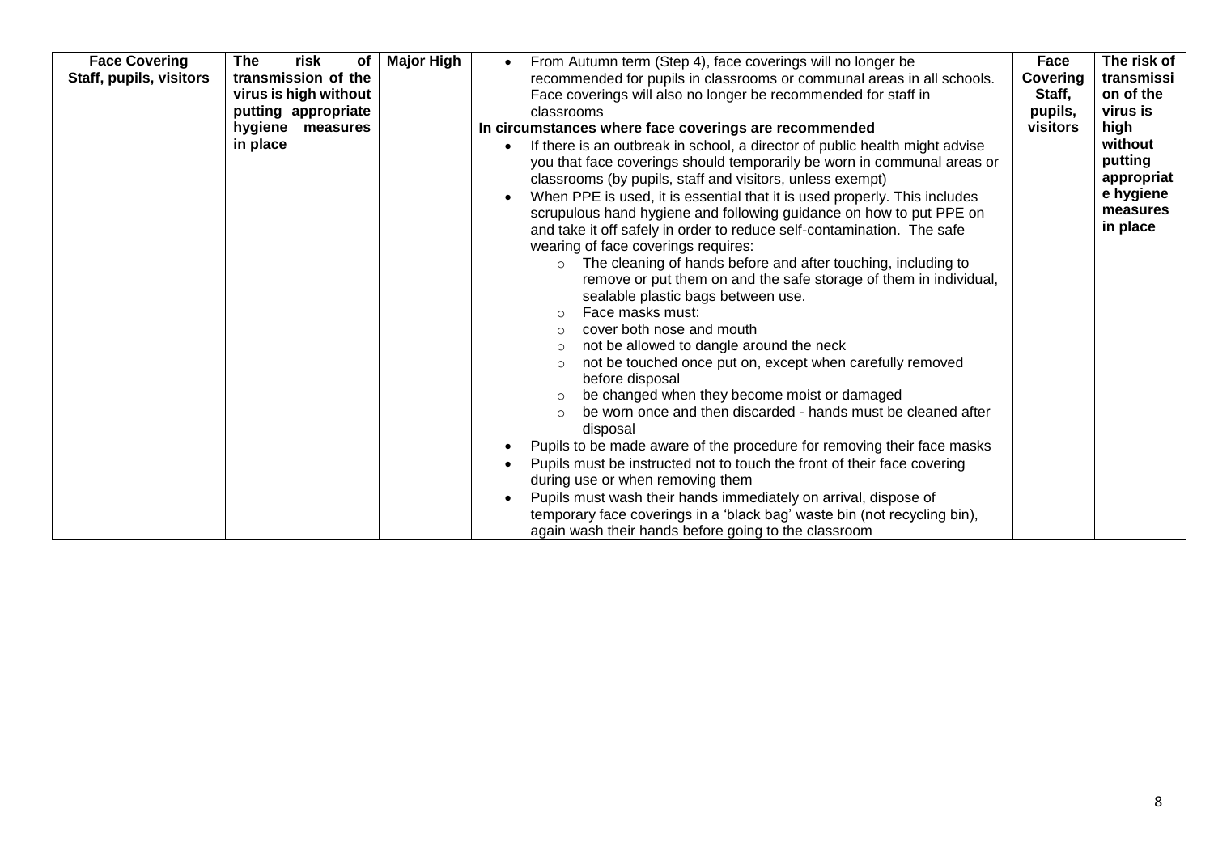| Face Covering Staff, pupils, visitors | The risk of transmission of the virus is high without putting appropriate hygiene measures in place | Major High | <ul><li>From Autumn term (Step 4), face coverings will no longer be recommended for pupils in classrooms or communal areas in all schools. Face coverings will also no longer be recommended for staff in classrooms</li></ul>**In circumstances where face coverings are recommended**<ul><li>If there is an outbreak in school, a director of public health might advise you that face coverings should temporarily be worn in communal areas or classrooms (by pupils, staff and visitors, unless exempt)</li><li>When PPE is used, it is essential that it is used properly. This includes scrupulous hand hygiene and following guidance on how to put PPE on and take it off safely in order to reduce self-contamination. The safe wearing of face coverings requires:<ul><li>The cleaning of hands before and after touching, including to remove or put them on and the safe storage of them in individual, sealable plastic bags between use.</li><li>Face masks must:</li><li>cover both nose and mouth</li><li>not be allowed to dangle around the neck</li><li>not be touched once put on, except when carefully removed before disposal</li><li>be changed when they become moist or damaged</li><li>be worn once and then discarded - hands must be cleaned after disposal</li></ul></li><li>Pupils to be made aware of the procedure for removing their face masks</li><li>Pupils must be instructed not to touch the front of their face covering during use or when removing them</li><li>Pupils must wash their hands immediately on arrival, dispose of temporary face coverings in a 'black bag' waste bin (not recycling bin), again wash their hands before going to the classroom</li></ul> | Face Covering Staff, pupils, visitors | The risk of transmission of the virus is high without putting appropriate hygiene measures in place |
|---|---|---|---|---|---|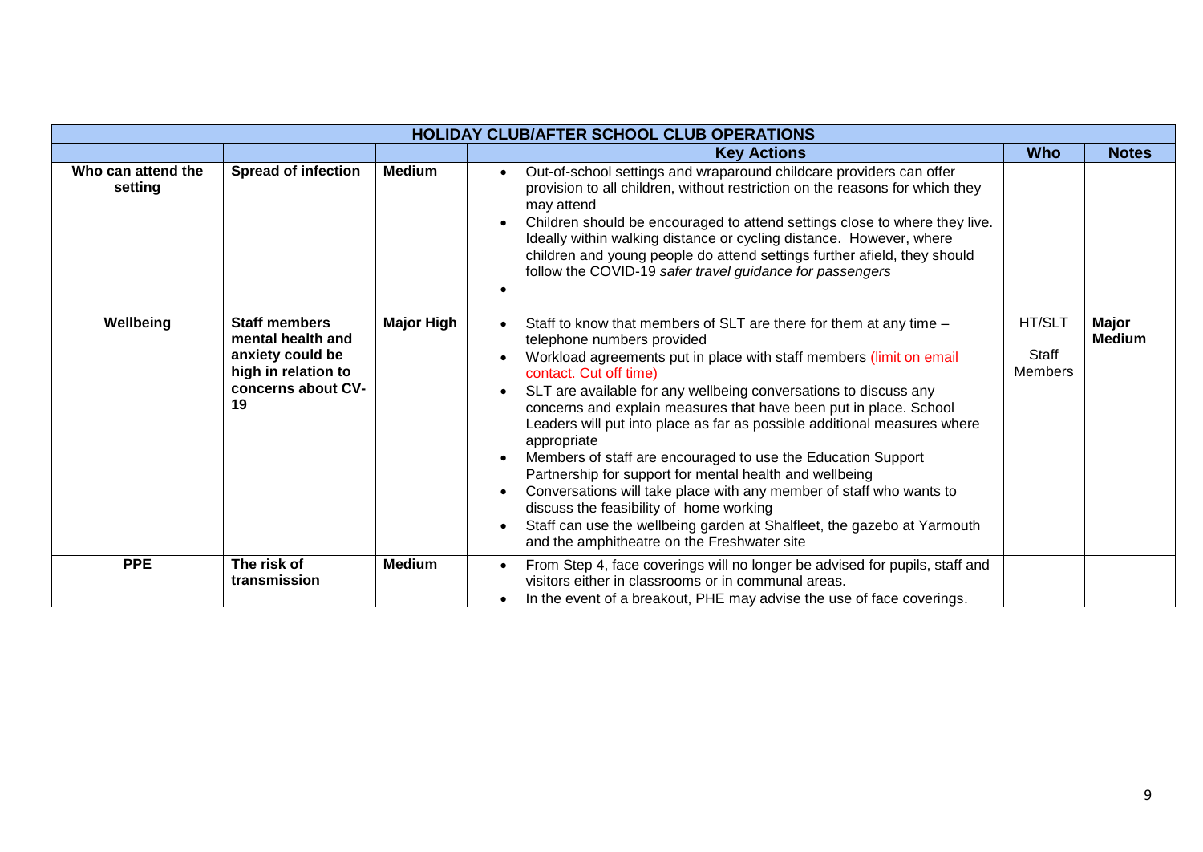| HOLIDAY CLUB/AFTER SCHOOL CLUB OPERATIONS | | | | | |
|---|---|---|---|---|---|
| | | | **Key Actions** | **Who** | **Notes** |
| **Who can attend the setting** | **Spread of infection** | **Medium** | • Out-of-school settings and wraparound childcare providers can offer provision to all children, without restriction on the reasons for which they may attend<br>• Children should be encouraged to attend settings close to where they live. Ideally within walking distance or cycling distance. However, where children and young people do attend settings further afield, they should follow the COVID-19 *safer travel guidance for passengers*<br>• | | |
| **Wellbeing** | **Staff members mental health and anxiety could be high in relation to concerns about CV-19** | **Major High** | • Staff to know that members of SLT are there for them at any time – telephone numbers provided<br>• Workload agreements put in place with staff members (limit on email contact. Cut off time)<br>• SLT are available for any wellbeing conversations to discuss any concerns and explain measures that have been put in place. School Leaders will put into place as far as possible additional measures where appropriate<br>• Members of staff are encouraged to use the Education Support Partnership for support for mental health and wellbeing<br>• Conversations will take place with any member of staff who wants to discuss the feasibility of home working<br>• Staff can use the wellbeing garden at Shalfleet, the gazebo at Yarmouth and the amphitheatre on the Freshwater site | HT/SLT<br><br>Staff Members | **Major Medium** |
| **PPE** | **The risk of transmission** | **Medium** | • From Step 4, face coverings will no longer be advised for pupils, staff and visitors either in classrooms or in communal areas.<br>• In the event of a breakout, PHE may advise the use of face coverings. | | |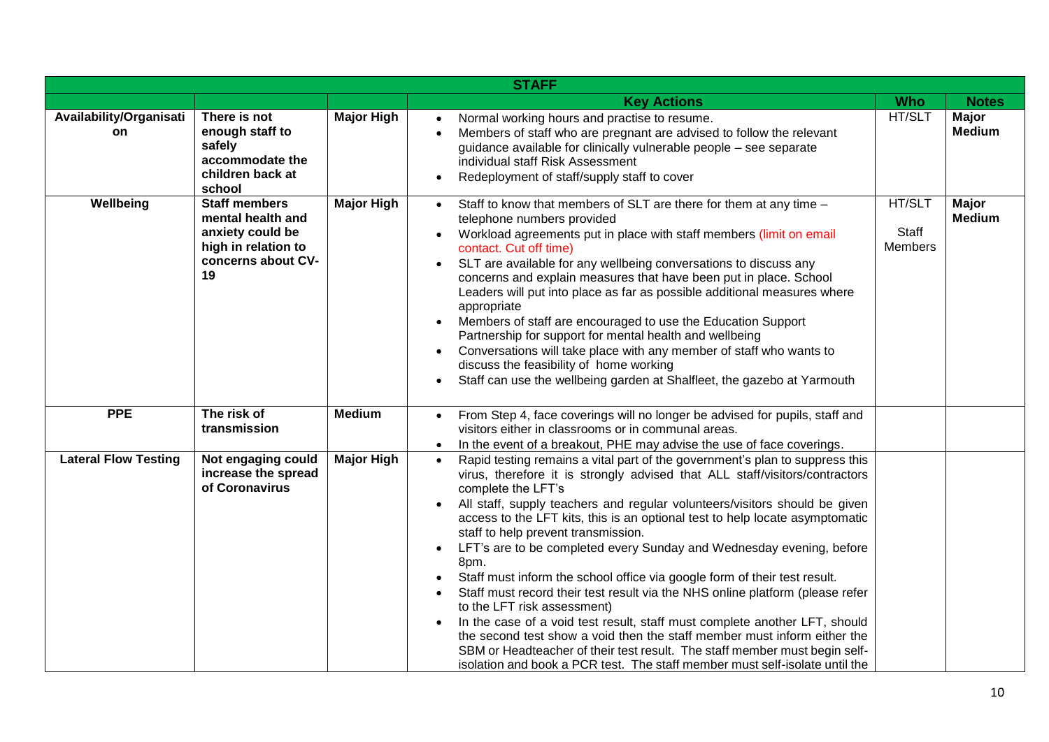| STAFF | | | | | |
|---|---|---|---|---|---|
| | | | **Key Actions** | **Who** | **Notes** |
| **Availability/Organisation** | **There is not enough staff to safely accommodate the children back at school** | **Major High** | • Normal working hours and practise to resume.<br>• Members of staff who are pregnant are advised to follow the relevant guidance available for clinically vulnerable people – see separate individual staff Risk Assessment<br>• Redeployment of staff/supply staff to cover | HT/SLT | **Major Medium** |
| **Wellbeing** | **Staff members mental health and anxiety could be high in relation to concerns about CV-19** | **Major High** | • Staff to know that members of SLT are there for them at any time – telephone numbers provided<br>• Workload agreements put in place with staff members (limit on email contact. Cut off time)<br>• SLT are available for any wellbeing conversations to discuss any concerns and explain measures that have been put in place. School Leaders will put into place as far as possible additional measures where appropriate<br>• Members of staff are encouraged to use the Education Support Partnership for support for mental health and wellbeing<br>• Conversations will take place with any member of staff who wants to discuss the feasibility of home working<br>• Staff can use the wellbeing garden at Shalfleet, the gazebo at Yarmouth | HT/SLT<br><br>Staff Members | **Major Medium** |
| **PPE** | **The risk of transmission** | **Medium** | • From Step 4, face coverings will no longer be advised for pupils, staff and visitors either in classrooms or in communal areas.<br>• In the event of a breakout, PHE may advise the use of face coverings. | | |
| **Lateral Flow Testing** | **Not engaging could increase the spread of Coronavirus** | **Major High** | • Rapid testing remains a vital part of the government's plan to suppress this virus, therefore it is strongly advised that ALL staff/visitors/contractors complete the LFT's<br>• All staff, supply teachers and regular volunteers/visitors should be given access to the LFT kits, this is an optional test to help locate asymptomatic staff to help prevent transmission.<br>• LFT's are to be completed every Sunday and Wednesday evening, before 8pm.<br>• Staff must inform the school office via google form of their test result.<br>• Staff must record their test result via the NHS online platform (please refer to the LFT risk assessment)<br>• In the case of a void test result, staff must complete another LFT, should the second test show a void then the staff member must inform either the SBM or Headteacher of their test result. The staff member must begin self-isolation and book a PCR test. The staff member must self-isolate until the | | |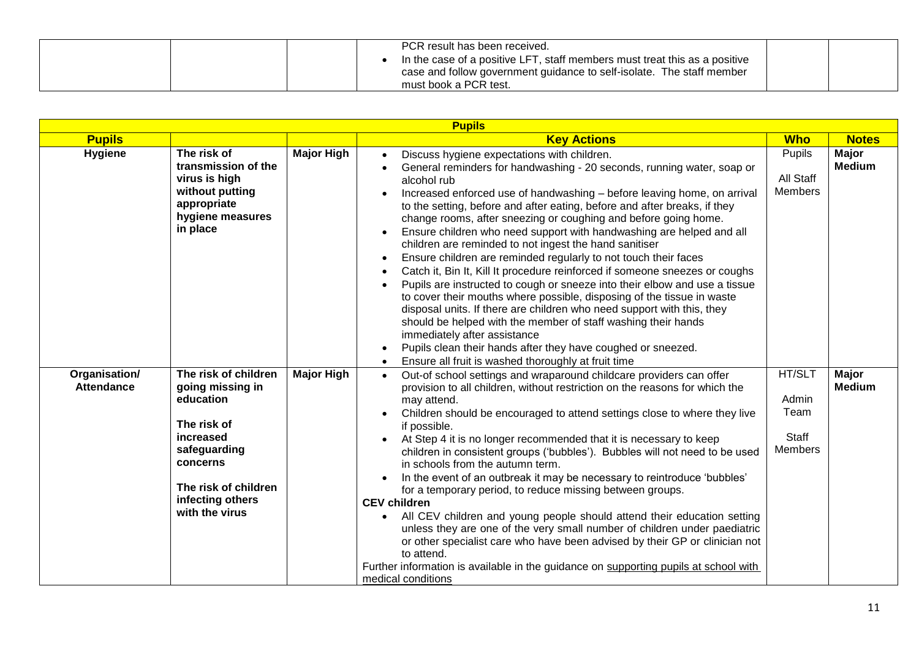|  |  |  | PCR result has been received.<br>• In the case of a positive LFT, staff members must treat this as a positive case and follow government guidance to self-isolate. The staff member must book a PCR test. |  |  |
|---|---|---|---|---|---|

| **Pupils** | | | | | |
|---|---|---|---|---|---|
| **Pupils** | | | **Key Actions** | **Who** | **Notes** |
| **Hygiene** | **The risk of transmission of the virus is high without putting appropriate hygiene measures in place** | **Major High** | • Discuss hygiene expectations with children.<br>• General reminders for handwashing - 20 seconds, running water, soap or alcohol rub<br>• Increased enforced use of handwashing – before leaving home, on arrival to the setting, before and after eating, before and after breaks, if they change rooms, after sneezing or coughing and before going home.<br>• Ensure children who need support with handwashing are helped and all children are reminded to not ingest the hand sanitiser<br>• Ensure children are reminded regularly to not touch their faces<br>• Catch it, Bin It, Kill It procedure reinforced if someone sneezes or coughs<br>• Pupils are instructed to cough or sneeze into their elbow and use a tissue to cover their mouths where possible, disposing of the tissue in waste disposal units. If there are children who need support with this, they should be helped with the member of staff washing their hands immediately after assistance<br>• Pupils clean their hands after they have coughed or sneezed.<br>• Ensure all fruit is washed thoroughly at fruit time | Pupils<br><br>All Staff Members | **Major Medium** |
| **Organisation/ Attendance** | **The risk of children going missing in education**<br><br>**The risk of increased safeguarding concerns**<br><br>**The risk of children infecting others with the virus** | **Major High** | • Out-of school settings and wraparound childcare providers can offer provision to all children, without restriction on the reasons for which the may attend.<br>• Children should be encouraged to attend settings close to where they live if possible.<br>• At Step 4 it is no longer recommended that it is necessary to keep children in consistent groups ('bubbles'). Bubbles will not need to be used in schools from the autumn term.<br>• In the event of an outbreak it may be necessary to reintroduce 'bubbles' for a temporary period, to reduce missing between groups.<br>**CEV children**<br>• All CEV children and young people should attend their education setting unless they are one of the very small number of children under paediatric or other specialist care who have been advised by their GP or clinician not to attend.<br>Further information is available in the guidance on supporting pupils at school with medical conditions | HT/SLT<br><br>Admin Team<br><br>Staff Members | **Major Medium** |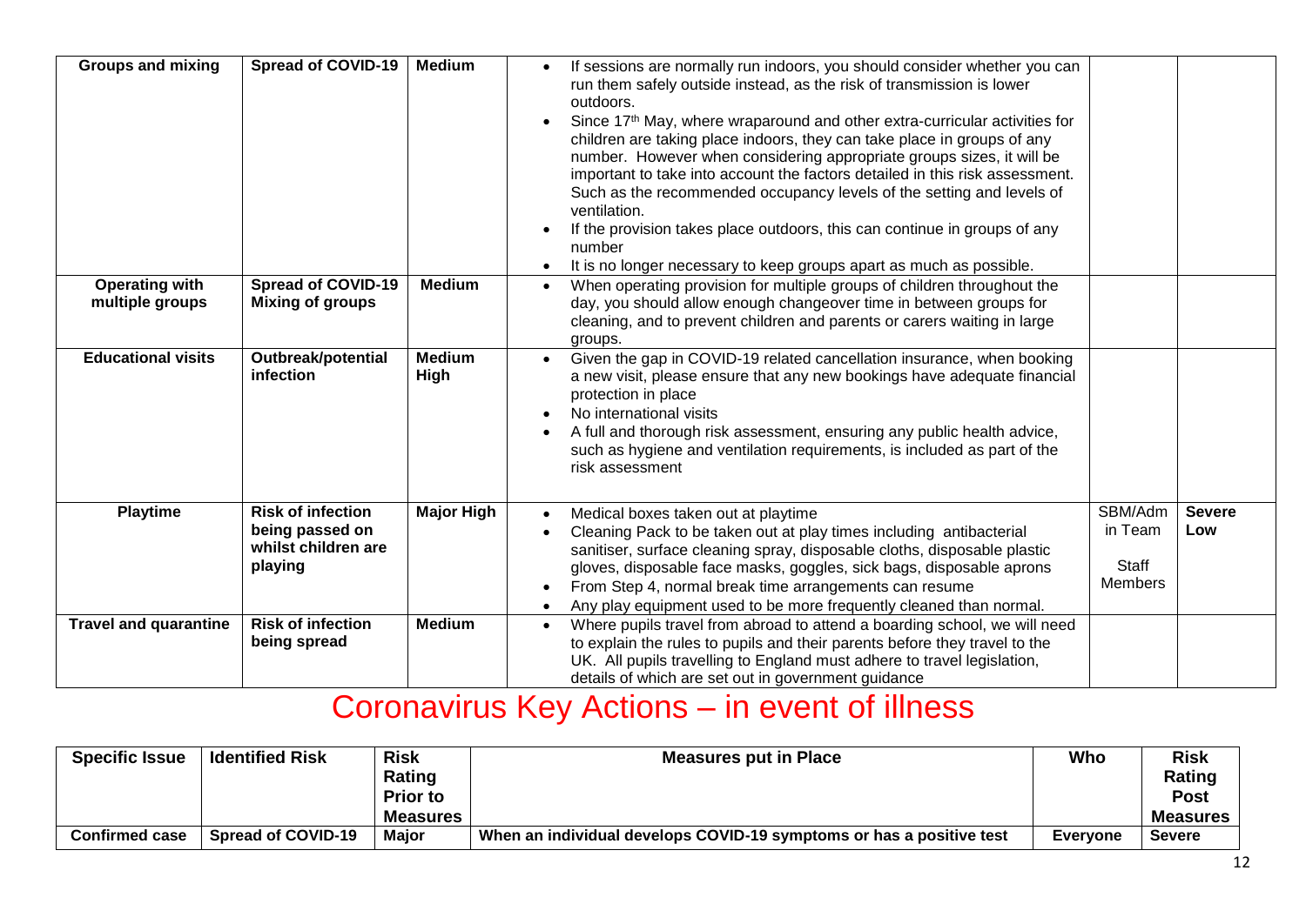| | | | | | |
|---|---|---|---|---|---|
| **Groups and mixing** | **Spread of COVID-19** | **Medium** | • If sessions are normally run indoors, you should consider whether you can run them safely outside instead, as the risk of transmission is lower outdoors.<br>• Since 17th May, where wraparound and other extra-curricular activities for children are taking place indoors, they can take place in groups of any number. However when considering appropriate groups sizes, it will be important to take into account the factors detailed in this risk assessment. Such as the recommended occupancy levels of the setting and levels of ventilation.<br>• If the provision takes place outdoors, this can continue in groups of any number<br>• It is no longer necessary to keep groups apart as much as possible. | | |
| **Operating with multiple groups** | **Spread of COVID-19 Mixing of groups** | **Medium** | • When operating provision for multiple groups of children throughout the day, you should allow enough changeover time in between groups for cleaning, and to prevent children and parents or carers waiting in large groups. | | |
| **Educational visits** | **Outbreak/potential infection** | **Medium High** | • Given the gap in COVID-19 related cancellation insurance, when booking a new visit, please ensure that any new bookings have adequate financial protection in place<br>• No international visits<br>• A full and thorough risk assessment, ensuring any public health advice, such as hygiene and ventilation requirements, is included as part of the risk assessment | | |
| **Playtime** | **Risk of infection being passed on whilst children are playing** | **Major High** | • Medical boxes taken out at playtime<br>• Cleaning Pack to be taken out at play times including antibacterial sanitiser, surface cleaning spray, disposable cloths, disposable plastic gloves, disposable face masks, goggles, sick bags, disposable aprons<br>• From Step 4, normal break time arrangements can resume<br>• Any play equipment used to be more frequently cleaned than normal. | SBM/Admin Team Staff Members | **Severe Low** |
| **Travel and quarantine** | **Risk of infection being spread** | **Medium** | • Where pupils travel from abroad to attend a boarding school, we will need to explain the rules to pupils and their parents before they travel to the UK. All pupils travelling to England must adhere to travel legislation, details of which are set out in government guidance | | |

# Coronavirus Key Actions – in event of illness

| Specific Issue | Identified Risk | Risk Rating Prior to Measures | Measures put in Place | Who | Risk Rating Post Measures |
|---|---|---|---|---|---|
| **Confirmed case** | **Spread of COVID-19** | **Major** | **When an individual develops COVID-19 symptoms or has a positive test** | **Everyone** | **Severe** |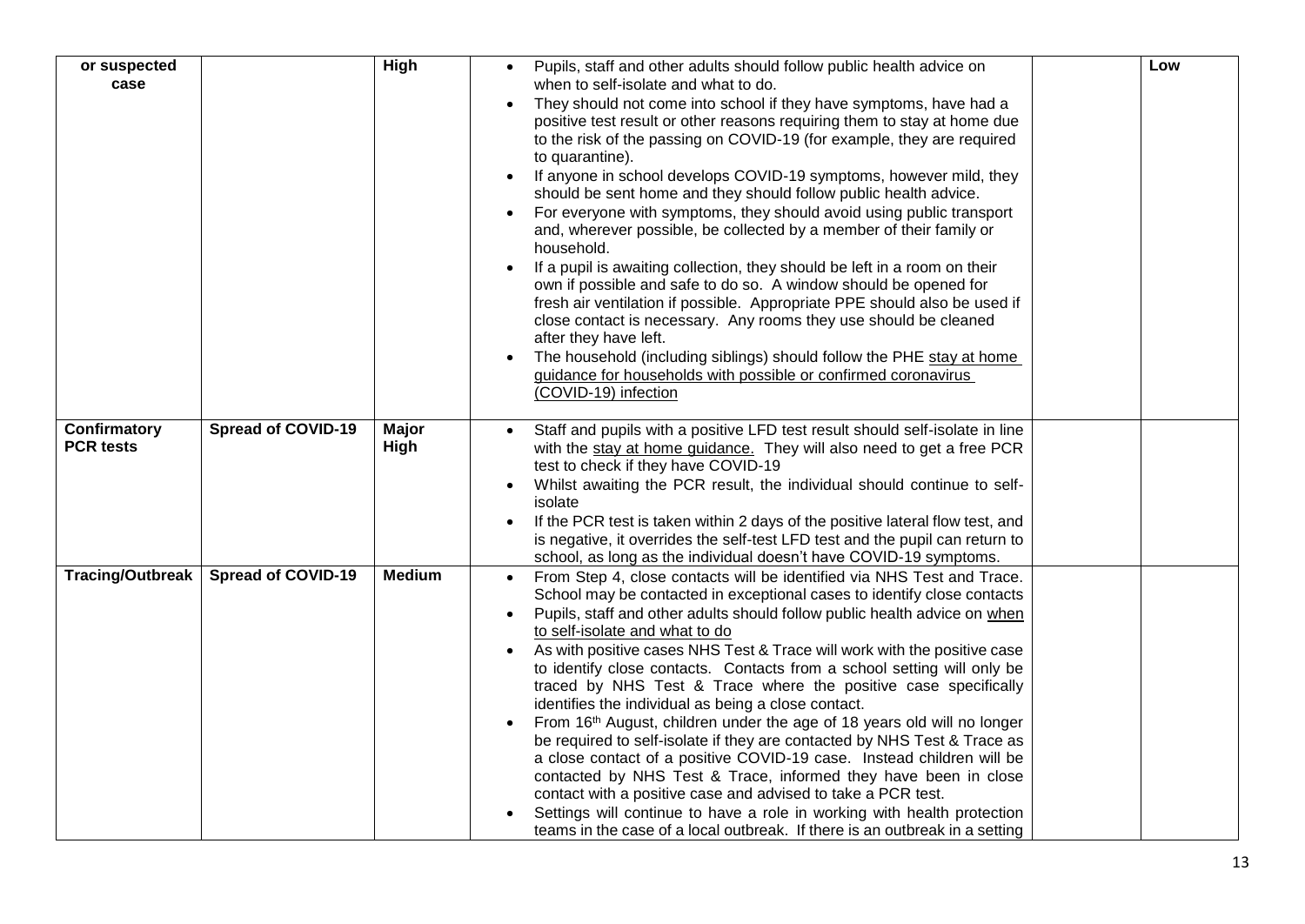| or suspected case | | High | • Pupils, staff and other adults should follow public health advice on when to self-isolate and what to do.<br>• They should not come into school if they have symptoms, have had a positive test result or other reasons requiring them to stay at home due to the risk of the passing on COVID-19 (for example, they are required to quarantine).<br>• If anyone in school develops COVID-19 symptoms, however mild, they should be sent home and they should follow public health advice.<br>• For everyone with symptoms, they should avoid using public transport and, wherever possible, be collected by a member of their family or household.<br>• If a pupil is awaiting collection, they should be left in a room on their own if possible and safe to do so. A window should be opened for fresh air ventilation if possible. Appropriate PPE should also be used if close contact is necessary. Any rooms they use should be cleaned after they have left.<br>• The household (including siblings) should follow the PHE stay at home guidance for households with possible or confirmed coronavirus (COVID-19) infection | | Low |
|---|---|---|---|---|---|
| **Confirmatory PCR tests** | **Spread of COVID-19** | **Major High** | • Staff and pupils with a positive LFD test result should self-isolate in line with the stay at home guidance. They will also need to get a free PCR test to check if they have COVID-19<br>• Whilst awaiting the PCR result, the individual should continue to self-isolate<br>• If the PCR test is taken within 2 days of the positive lateral flow test, and is negative, it overrides the self-test LFD test and the pupil can return to school, as long as the individual doesn't have COVID-19 symptoms. | | |
| **Tracing/Outbreak** | **Spread of COVID-19** | **Medium** | • From Step 4, close contacts will be identified via NHS Test and Trace. School may be contacted in exceptional cases to identify close contacts<br>• Pupils, staff and other adults should follow public health advice on when to self-isolate and what to do<br>• As with positive cases NHS Test & Trace will work with the positive case to identify close contacts. Contacts from a school setting will only be traced by NHS Test & Trace where the positive case specifically identifies the individual as being a close contact.<br>• From 16th August, children under the age of 18 years old will no longer be required to self-isolate if they are contacted by NHS Test & Trace as a close contact of a positive COVID-19 case. Instead children will be contacted by NHS Test & Trace, informed they have been in close contact with a positive case and advised to take a PCR test.<br>• Settings will continue to have a role in working with health protection teams in the case of a local outbreak. If there is an outbreak in a setting | | |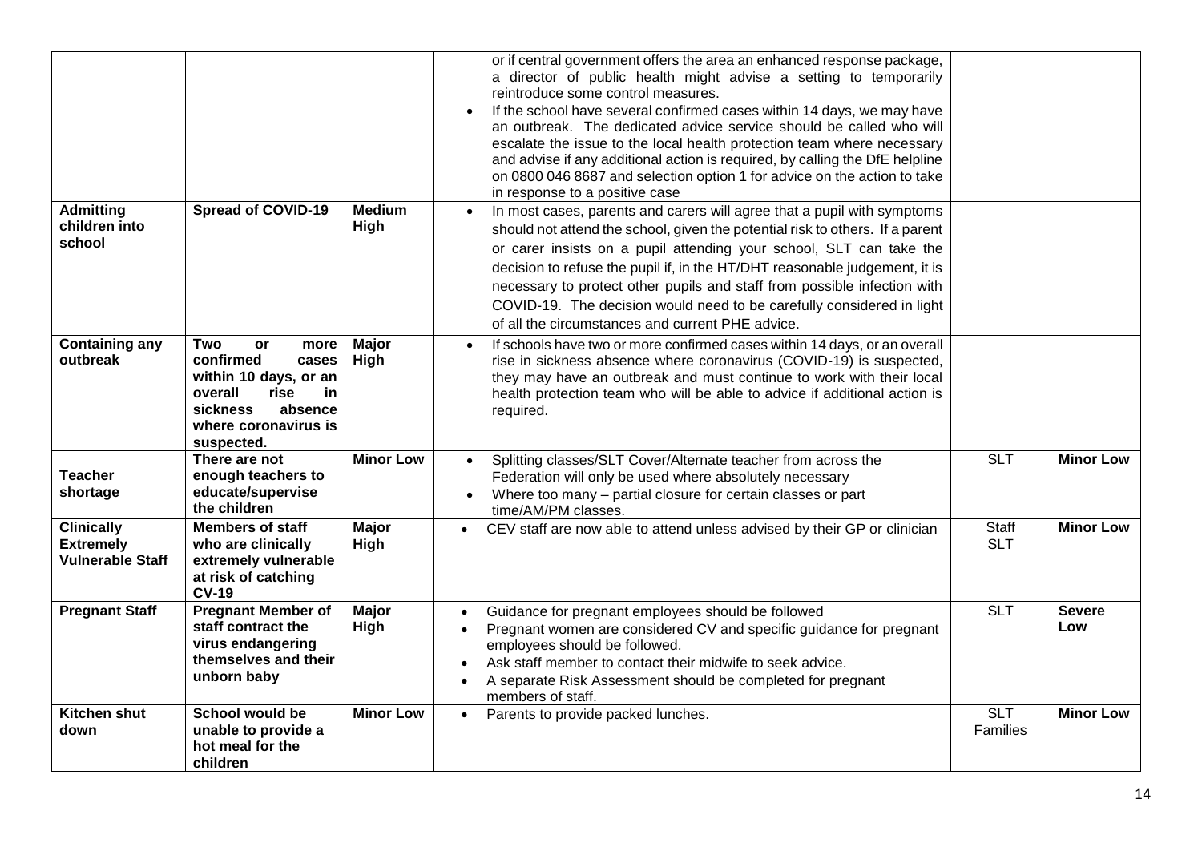| | | | | | |
|---|---|---|---|---|---|
| | | | or if central government offers the area an enhanced response package, a director of public health might advise a setting to temporarily reintroduce some control measures.<br>• If the school have several confirmed cases within 14 days, we may have an outbreak. The dedicated advice service should be called who will escalate the issue to the local health protection team where necessary and advise if any additional action is required, by calling the DfE helpline on 0800 046 8687 and selection option 1 for advice on the action to take in response to a positive case | | |
| **Admitting children into school** | **Spread of COVID-19** | **Medium High** | • In most cases, parents and carers will agree that a pupil with symptoms should not attend the school, given the potential risk to others. If a parent or carer insists on a pupil attending your school, SLT can take the decision to refuse the pupil if, in the HT/DHT reasonable judgement, it is necessary to protect other pupils and staff from possible infection with COVID-19. The decision would need to be carefully considered in light of all the circumstances and current PHE advice. | | |
| **Containing any outbreak** | **Two or more confirmed cases within 10 days, or an overall rise in sickness absence where coronavirus is suspected.** | **Major High** | • If schools have two or more confirmed cases within 14 days, or an overall rise in sickness absence where coronavirus (COVID-19) is suspected, they may have an outbreak and must continue to work with their local health protection team who will be able to advice if additional action is required. | | |
| **Teacher shortage** | **There are not enough teachers to educate/supervise the children** | **Minor Low** | • Splitting classes/SLT Cover/Alternate teacher from across the Federation will only be used where absolutely necessary<br>• Where too many – partial closure for certain classes or part time/AM/PM classes. | SLT | **Minor Low** |
| **Clinically Extremely Vulnerable Staff** | **Members of staff who are clinically extremely vulnerable at risk of catching CV-19** | **Major High** | • CEV staff are now able to attend unless advised by their GP or clinician | Staff SLT | **Minor Low** |
| **Pregnant Staff** | **Pregnant Member of staff contract the virus endangering themselves and their unborn baby** | **Major High** | • Guidance for pregnant employees should be followed<br>• Pregnant women are considered CV and specific guidance for pregnant employees should be followed.<br>• Ask staff member to contact their midwife to seek advice.<br>• A separate Risk Assessment should be completed for pregnant members of staff. | SLT | **Severe Low** |
| **Kitchen shut down** | **School would be unable to provide a hot meal for the children** | **Minor Low** | • Parents to provide packed lunches. | SLT Families | **Minor Low** |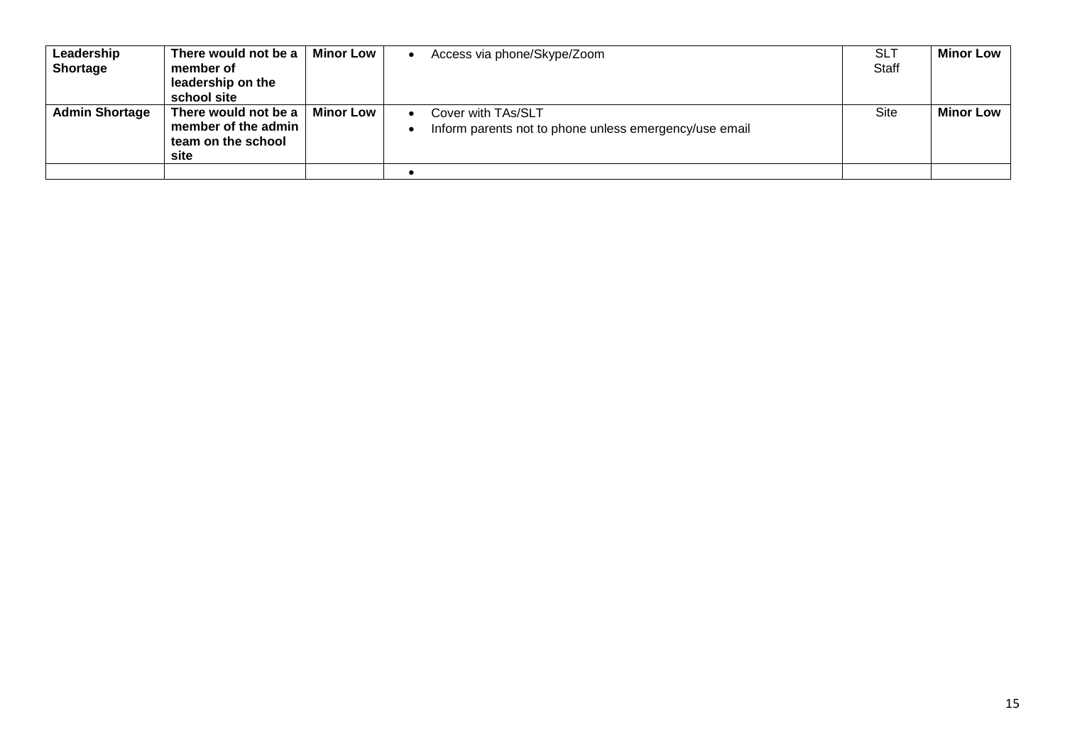| | | | | | |
|---|---|---|---|---|---|
| **Leadership Shortage** | **There would not be a member of leadership on the school site** | **Minor Low** | • Access via phone/Skype/Zoom | SLT Staff | **Minor Low** |
| **Admin Shortage** | **There would not be a member of the admin team on the school site** | **Minor Low** | • Cover with TAs/SLT<br>• Inform parents not to phone unless emergency/use email | Site | **Minor Low** |
| | | | • | | |